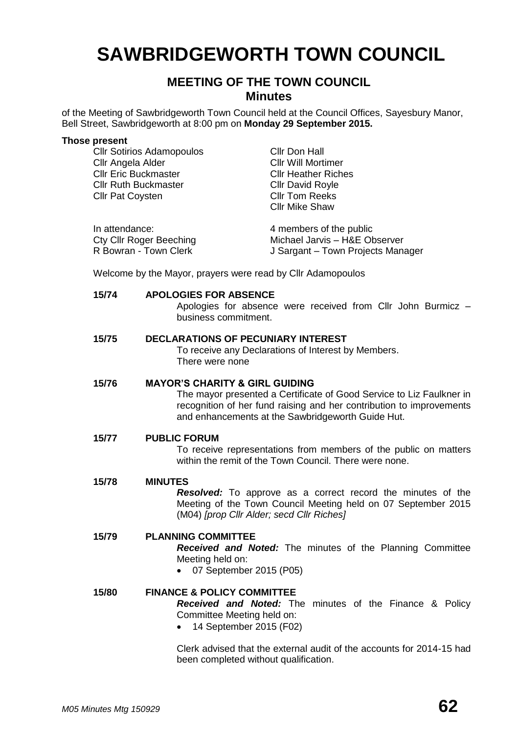# SAWBRIDGEWORTH TOWN COUNCIL

## MEETING OF THE TOWN COUNCIL
### Minutes

of the Meeting of Sawbridgeworth Town Council held at the Council Offices, Sayesbury Manor, Bell Street, Sawbridgeworth at 8:00 pm on **Monday 29 September 2015.**

**Those present**

Cllr Sotirios Adamopoulos
Cllr Angela Alder
Cllr Eric Buckmaster
Cllr Ruth Buckmaster
Cllr Pat Coysten
Cllr Don Hall
Cllr Will Mortimer
Cllr Heather Riches
Cllr David Royle
Cllr Tom Reeks
Cllr Mike Shaw

In attendance:
Cty Cllr Roger Beeching
R Bowran - Town Clerk
4 members of the public
Michael Jarvis – H&E Observer
J Sargant – Town Projects Manager

Welcome by the Mayor, prayers were read by Cllr Adamopoulos

**15/74 APOLOGIES FOR ABSENCE**

Apologies for absence were received from Cllr John Burmicz – business commitment.

**15/75 DECLARATIONS OF PECUNIARY INTEREST**

To receive any Declarations of Interest by Members.
There were none

**15/76 MAYOR'S CHARITY & GIRL GUIDING**

The mayor presented a Certificate of Good Service to Liz Faulkner in recognition of her fund raising and her contribution to improvements and enhancements at the Sawbridgeworth Guide Hut.

**15/77 PUBLIC FORUM**

To receive representations from members of the public on matters within the remit of the Town Council. There were none.

**15/78 MINUTES**

***Resolved:*** To approve as a correct record the minutes of the Meeting of the Town Council Meeting held on 07 September 2015 (M04) *[prop Cllr Alder; secd Cllr Riches]*

**15/79 PLANNING COMMITTEE**

***Received and Noted:*** The minutes of the Planning Committee Meeting held on:

- 07 September 2015 (P05)

**15/80 FINANCE & POLICY COMMITTEE**

***Received and Noted:*** The minutes of the Finance & Policy Committee Meeting held on:

- 14 September 2015 (F02)

Clerk advised that the external audit of the accounts for 2014-15 had been completed without qualification.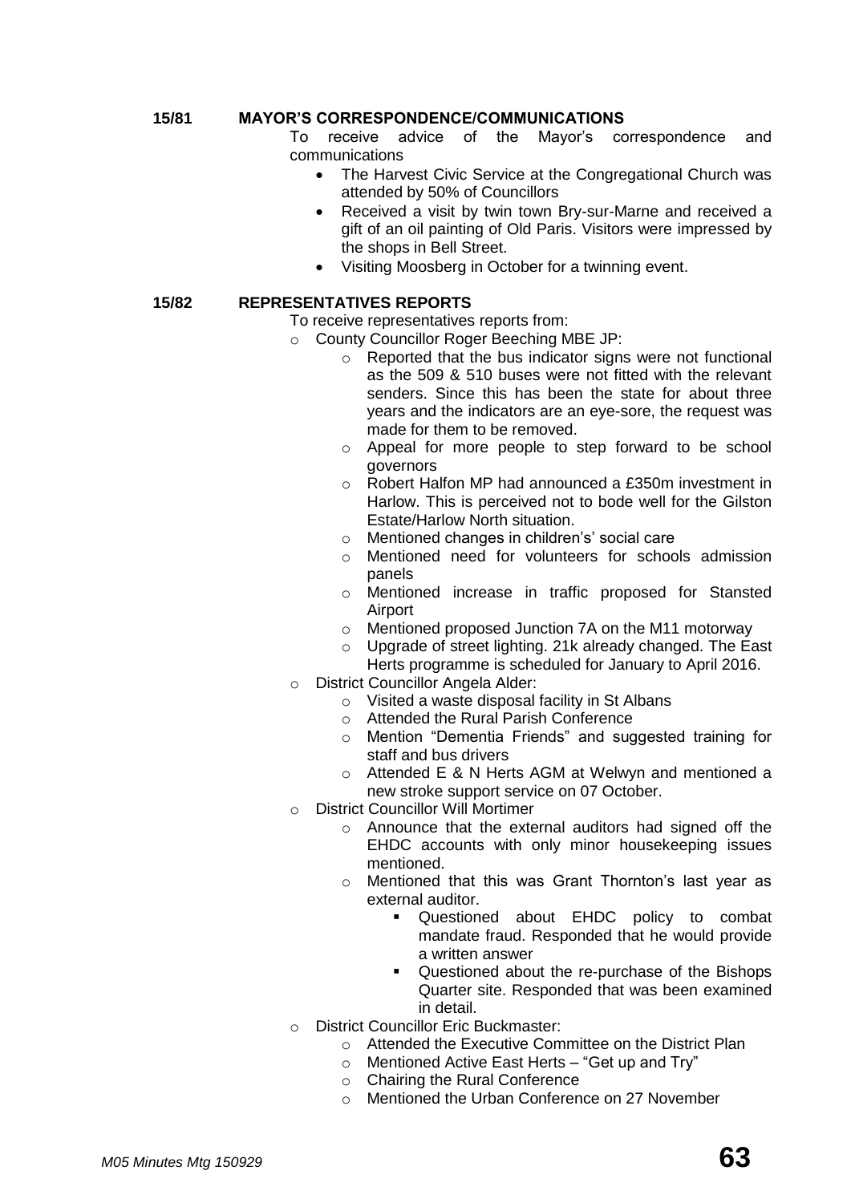## 15/81 MAYOR'S CORRESPONDENCE/COMMUNICATIONS

To receive advice of the Mayor's correspondence and communications

- The Harvest Civic Service at the Congregational Church was attended by 50% of Councillors
- Received a visit by twin town Bry-sur-Marne and received a gift of an oil painting of Old Paris. Visitors were impressed by the shops in Bell Street.
- Visiting Moosberg in October for a twinning event.

## 15/82 REPRESENTATIVES REPORTS

To receive representatives reports from:

- County Councillor Roger Beeching MBE JP:
  - Reported that the bus indicator signs were not functional as the 509 & 510 buses were not fitted with the relevant senders. Since this has been the state for about three years and the indicators are an eye-sore, the request was made for them to be removed.
  - Appeal for more people to step forward to be school governors
  - Robert Halfon MP had announced a £350m investment in Harlow. This is perceived not to bode well for the Gilston Estate/Harlow North situation.
  - Mentioned changes in children's' social care
  - Mentioned need for volunteers for schools admission panels
  - Mentioned increase in traffic proposed for Stansted Airport
  - Mentioned proposed Junction 7A on the M11 motorway
  - Upgrade of street lighting. 21k already changed. The East Herts programme is scheduled for January to April 2016.
- District Councillor Angela Alder:
  - Visited a waste disposal facility in St Albans
  - Attended the Rural Parish Conference
  - Mention "Dementia Friends" and suggested training for staff and bus drivers
  - Attended E & N Herts AGM at Welwyn and mentioned a new stroke support service on 07 October.
- District Councillor Will Mortimer
  - Announce that the external auditors had signed off the EHDC accounts with only minor housekeeping issues mentioned.
  - Mentioned that this was Grant Thornton's last year as external auditor.
    - Questioned about EHDC policy to combat mandate fraud. Responded that he would provide a written answer
    - Questioned about the re-purchase of the Bishops Quarter site. Responded that was been examined in detail.
- District Councillor Eric Buckmaster:
  - Attended the Executive Committee on the District Plan
  - Mentioned Active East Herts – "Get up and Try"
  - Chairing the Rural Conference
  - Mentioned the Urban Conference on 27 November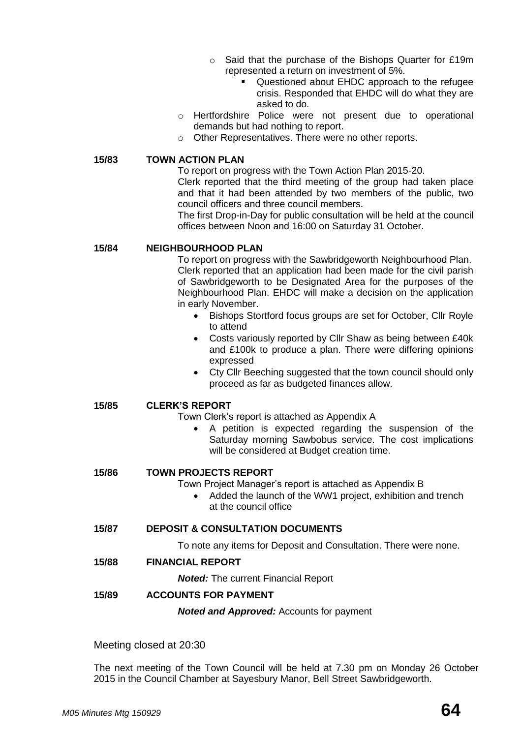- Said that the purchase of the Bishops Quarter for £19m represented a return on investment of 5%.
  - Questioned about EHDC approach to the refugee crisis. Responded that EHDC will do what they are asked to do.
- Hertfordshire Police were not present due to operational demands but had nothing to report.
- Other Representatives. There were no other reports.

**15/83 TOWN ACTION PLAN**

To report on progress with the Town Action Plan 2015-20.

Clerk reported that the third meeting of the group had taken place and that it had been attended by two members of the public, two council officers and three council members.

The first Drop-in-Day for public consultation will be held at the council offices between Noon and 16:00 on Saturday 31 October.

**15/84 NEIGHBOURHOOD PLAN**

To report on progress with the Sawbridgeworth Neighbourhood Plan.

Clerk reported that an application had been made for the civil parish of Sawbridgeworth to be Designated Area for the purposes of the Neighbourhood Plan. EHDC will make a decision on the application in early November.

- Bishops Stortford focus groups are set for October, Cllr Royle to attend
- Costs variously reported by Cllr Shaw as being between £40k and £100k to produce a plan. There were differing opinions expressed
- Cty Cllr Beeching suggested that the town council should only proceed as far as budgeted finances allow.

**15/85 CLERK'S REPORT**

Town Clerk's report is attached as Appendix A

- A petition is expected regarding the suspension of the Saturday morning Sawbobus service. The cost implications will be considered at Budget creation time.

**15/86 TOWN PROJECTS REPORT**

Town Project Manager's report is attached as Appendix B

- Added the launch of the WW1 project, exhibition and trench at the council office

**15/87 DEPOSIT & CONSULTATION DOCUMENTS**

To note any items for Deposit and Consultation. There were none.

**15/88 FINANCIAL REPORT**

***Noted:*** The current Financial Report

**15/89 ACCOUNTS FOR PAYMENT**

***Noted and Approved:*** Accounts for payment

Meeting closed at 20:30

The next meeting of the Town Council will be held at 7.30 pm on Monday 26 October 2015 in the Council Chamber at Sayesbury Manor, Bell Street Sawbridgeworth.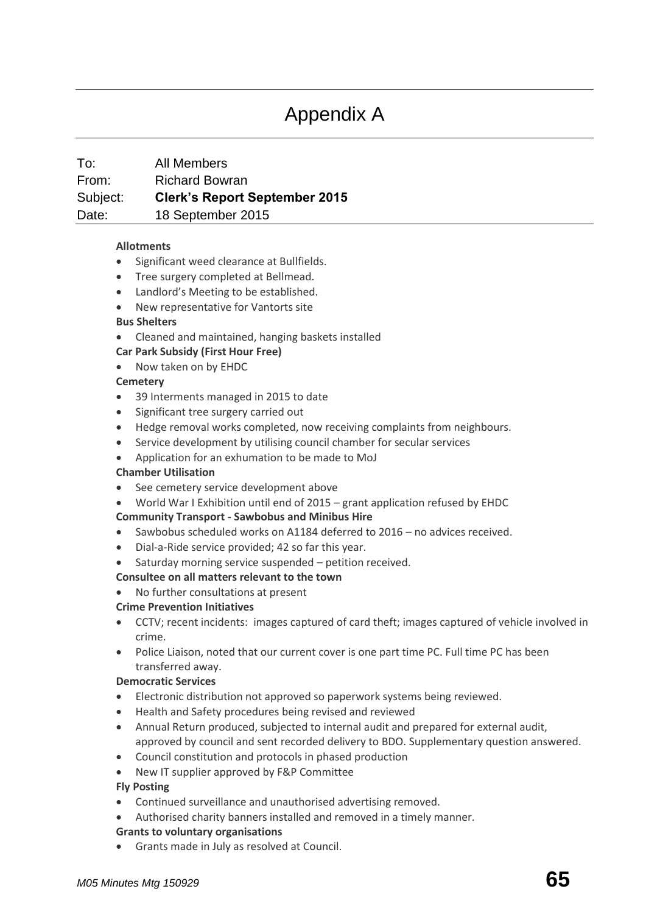# Appendix A

| | |
|---|---|
| To: | All Members |
| From: | Richard Bowran |
| Subject: | **Clerk's Report September 2015** |
| Date: | 18 September 2015 |

**Allotments**

- Significant weed clearance at Bullfields.
- Tree surgery completed at Bellmead.
- Landlord's Meeting to be established.
- New representative for Vantorts site

**Bus Shelters**

- Cleaned and maintained, hanging baskets installed

**Car Park Subsidy (First Hour Free)**

- Now taken on by EHDC

**Cemetery**

- 39 Interments managed in 2015 to date
- Significant tree surgery carried out
- Hedge removal works completed, now receiving complaints from neighbours.
- Service development by utilising council chamber for secular services
- Application for an exhumation to be made to MoJ

**Chamber Utilisation**

- See cemetery service development above
- World War I Exhibition until end of 2015 – grant application refused by EHDC

**Community Transport - Sawbobus and Minibus Hire**

- Sawbobus scheduled works on A1184 deferred to 2016 – no advices received.
- Dial-a-Ride service provided; 42 so far this year.
- Saturday morning service suspended – petition received.

**Consultee on all matters relevant to the town**

- No further consultations at present

**Crime Prevention Initiatives**

- CCTV; recent incidents: images captured of card theft; images captured of vehicle involved in crime.
- Police Liaison, noted that our current cover is one part time PC. Full time PC has been transferred away.

**Democratic Services**

- Electronic distribution not approved so paperwork systems being reviewed.
- Health and Safety procedures being revised and reviewed
- Annual Return produced, subjected to internal audit and prepared for external audit, approved by council and sent recorded delivery to BDO. Supplementary question answered.
- Council constitution and protocols in phased production
- New IT supplier approved by F&P Committee

**Fly Posting**

- Continued surveillance and unauthorised advertising removed.
- Authorised charity banners installed and removed in a timely manner.

**Grants to voluntary organisations**

- Grants made in July as resolved at Council.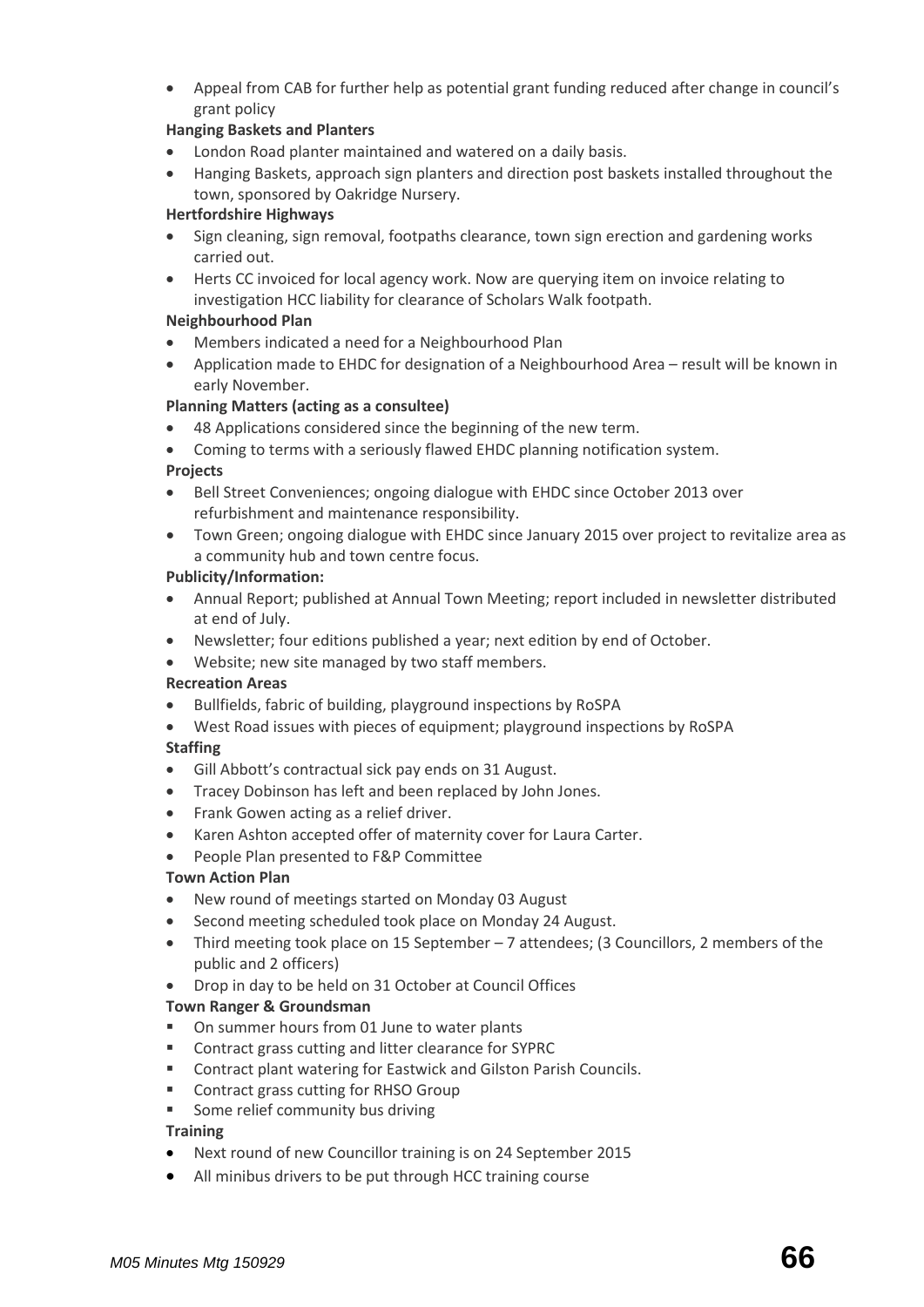- Appeal from CAB for further help as potential grant funding reduced after change in council's grant policy

**Hanging Baskets and Planters**

- London Road planter maintained and watered on a daily basis.
- Hanging Baskets, approach sign planters and direction post baskets installed throughout the town, sponsored by Oakridge Nursery.

**Hertfordshire Highways**

- Sign cleaning, sign removal, footpaths clearance, town sign erection and gardening works carried out.
- Herts CC invoiced for local agency work. Now are querying item on invoice relating to investigation HCC liability for clearance of Scholars Walk footpath.

**Neighbourhood Plan**

- Members indicated a need for a Neighbourhood Plan
- Application made to EHDC for designation of a Neighbourhood Area – result will be known in early November.

**Planning Matters (acting as a consultee)**

- 48 Applications considered since the beginning of the new term.
- Coming to terms with a seriously flawed EHDC planning notification system.

**Projects**

- Bell Street Conveniences; ongoing dialogue with EHDC since October 2013 over refurbishment and maintenance responsibility.
- Town Green; ongoing dialogue with EHDC since January 2015 over project to revitalize area as a community hub and town centre focus.

**Publicity/Information:**

- Annual Report; published at Annual Town Meeting; report included in newsletter distributed at end of July.
- Newsletter; four editions published a year; next edition by end of October.
- Website; new site managed by two staff members.

**Recreation Areas**

- Bullfields, fabric of building, playground inspections by RoSPA
- West Road issues with pieces of equipment; playground inspections by RoSPA

**Staffing**

- Gill Abbott's contractual sick pay ends on 31 August.
- Tracey Dobinson has left and been replaced by John Jones.
- Frank Gowen acting as a relief driver.
- Karen Ashton accepted offer of maternity cover for Laura Carter.
- People Plan presented to F&P Committee

**Town Action Plan**

- New round of meetings started on Monday 03 August
- Second meeting scheduled took place on Monday 24 August.
- Third meeting took place on 15 September – 7 attendees; (3 Councillors, 2 members of the public and 2 officers)
- Drop in day to be held on 31 October at Council Offices

**Town Ranger & Groundsman**

- On summer hours from 01 June to water plants
- Contract grass cutting and litter clearance for SYPRC
- Contract plant watering for Eastwick and Gilston Parish Councils.
- Contract grass cutting for RHSO Group
- Some relief community bus driving

**Training**

- Next round of new Councillor training is on 24 September 2015
- All minibus drivers to be put through HCC training course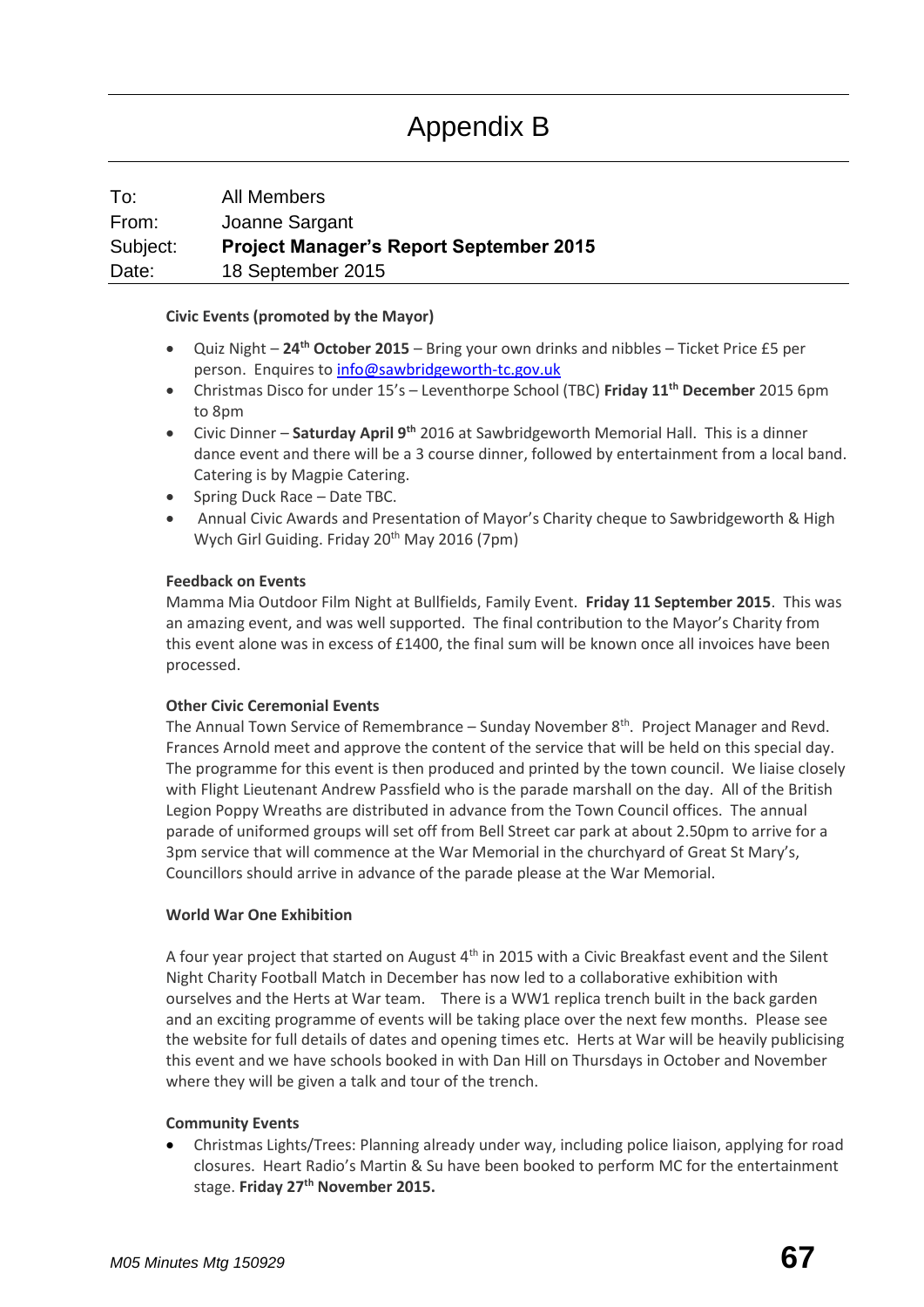# Appendix B

To: All Members
From: Joanne Sargant
Subject: **Project Manager's Report September 2015**
Date: 18 September 2015

**Civic Events (promoted by the Mayor)**

- Quiz Night – **24th October 2015** – Bring your own drinks and nibbles – Ticket Price £5 per person. Enquires to info@sawbridgeworth-tc.gov.uk
- Christmas Disco for under 15's – Leventhorpe School (TBC) **Friday 11th December** 2015 6pm to 8pm
- Civic Dinner – **Saturday April 9th** 2016 at Sawbridgeworth Memorial Hall. This is a dinner dance event and there will be a 3 course dinner, followed by entertainment from a local band. Catering is by Magpie Catering.
- Spring Duck Race – Date TBC.
- Annual Civic Awards and Presentation of Mayor's Charity cheque to Sawbridgeworth & High Wych Girl Guiding. Friday 20th May 2016 (7pm)

**Feedback on Events**

Mamma Mia Outdoor Film Night at Bullfields, Family Event. **Friday 11 September 2015**. This was an amazing event, and was well supported. The final contribution to the Mayor's Charity from this event alone was in excess of £1400, the final sum will be known once all invoices have been processed.

**Other Civic Ceremonial Events**

The Annual Town Service of Remembrance – Sunday November 8th. Project Manager and Revd. Frances Arnold meet and approve the content of the service that will be held on this special day. The programme for this event is then produced and printed by the town council. We liaise closely with Flight Lieutenant Andrew Passfield who is the parade marshall on the day. All of the British Legion Poppy Wreaths are distributed in advance from the Town Council offices. The annual parade of uniformed groups will set off from Bell Street car park at about 2.50pm to arrive for a 3pm service that will commence at the War Memorial in the churchyard of Great St Mary's, Councillors should arrive in advance of the parade please at the War Memorial.

**World War One Exhibition**

A four year project that started on August 4th in 2015 with a Civic Breakfast event and the Silent Night Charity Football Match in December has now led to a collaborative exhibition with ourselves and the Herts at War team. There is a WW1 replica trench built in the back garden and an exciting programme of events will be taking place over the next few months. Please see the website for full details of dates and opening times etc. Herts at War will be heavily publicising this event and we have schools booked in with Dan Hill on Thursdays in October and November where they will be given a talk and tour of the trench.

**Community Events**

- Christmas Lights/Trees: Planning already under way, including police liaison, applying for road closures. Heart Radio's Martin & Su have been booked to perform MC for the entertainment stage. **Friday 27th November 2015.**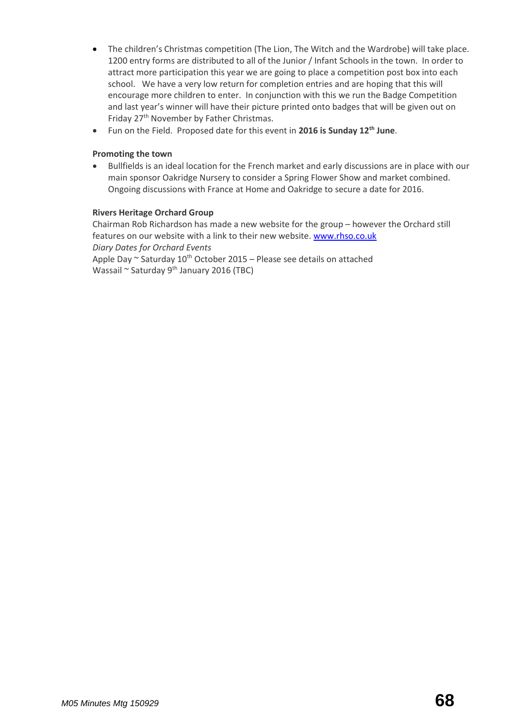- The children's Christmas competition (The Lion, The Witch and the Wardrobe) will take place. 1200 entry forms are distributed to all of the Junior / Infant Schools in the town. In order to attract more participation this year we are going to place a competition post box into each school. We have a very low return for completion entries and are hoping that this will encourage more children to enter. In conjunction with this we run the Badge Competition and last year's winner will have their picture printed onto badges that will be given out on Friday 27th November by Father Christmas.
- Fun on the Field. Proposed date for this event in **2016 is Sunday 12th June**.

**Promoting the town**

- Bullfields is an ideal location for the French market and early discussions are in place with our main sponsor Oakridge Nursery to consider a Spring Flower Show and market combined. Ongoing discussions with France at Home and Oakridge to secure a date for 2016.

**Rivers Heritage Orchard Group**

Chairman Rob Richardson has made a new website for the group – however the Orchard still features on our website with a link to their new website. www.rhso.co.uk

*Diary Dates for Orchard Events*

Apple Day ~ Saturday 10th October 2015 – Please see details on attached

Wassail ~ Saturday 9th January 2016 (TBC)